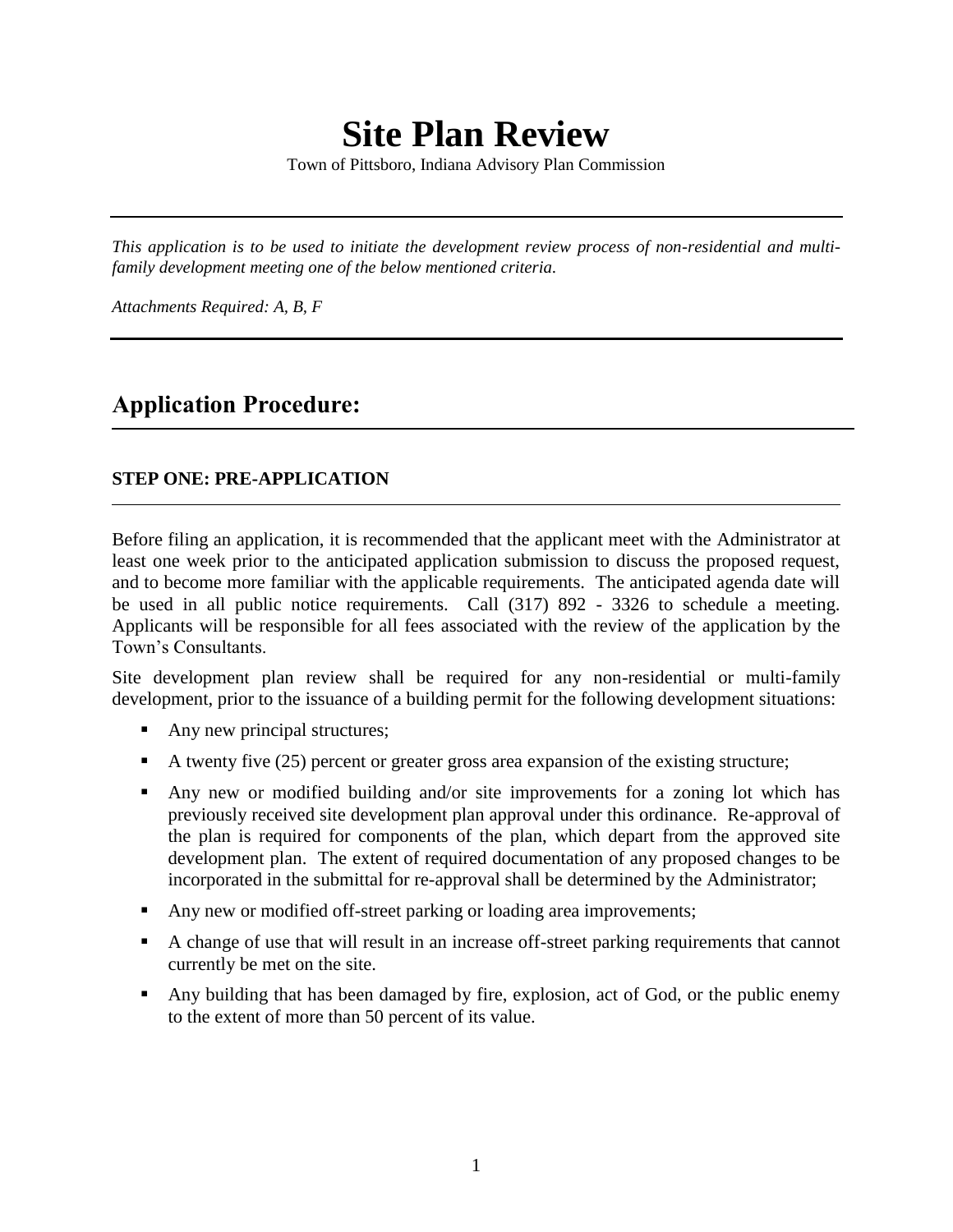# Site Plan Review

Town of Pittsboro, Indiana Advisory Plan Commission

---

*This application is to be used to initiate the development review process of non-residential and multi-family development meeting one of the below mentioned criteria.*

*Attachments Required: A, B, F*

---

## Application Procedure:

### STEP ONE: PRE-APPLICATION

Before filing an application, it is recommended that the applicant meet with the Administrator at least one week prior to the anticipated application submission to discuss the proposed request, and to become more familiar with the applicable requirements. The anticipated agenda date will be used in all public notice requirements. Call (317) 892 - 3326 to schedule a meeting. Applicants will be responsible for all fees associated with the review of the application by the Town's Consultants.

Site development plan review shall be required for any non-residential or multi-family development, prior to the issuance of a building permit for the following development situations:

- Any new principal structures;
- A twenty five (25) percent or greater gross area expansion of the existing structure;
- Any new or modified building and/or site improvements for a zoning lot which has previously received site development plan approval under this ordinance. Re-approval of the plan is required for components of the plan, which depart from the approved site development plan. The extent of required documentation of any proposed changes to be incorporated in the submittal for re-approval shall be determined by the Administrator;
- Any new or modified off-street parking or loading area improvements;
- A change of use that will result in an increase off-street parking requirements that cannot currently be met on the site.
- Any building that has been damaged by fire, explosion, act of God, or the public enemy to the extent of more than 50 percent of its value.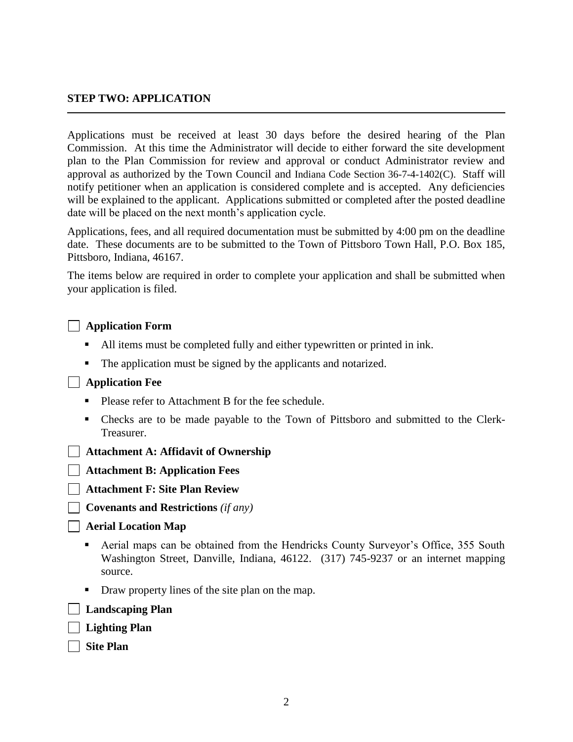## STEP TWO: APPLICATION

Applications must be received at least 30 days before the desired hearing of the Plan Commission. At this time the Administrator will decide to either forward the site development plan to the Plan Commission for review and approval or conduct Administrator review and approval as authorized by the Town Council and Indiana Code Section 36-7-4-1402(C). Staff will notify petitioner when an application is considered complete and is accepted. Any deficiencies will be explained to the applicant. Applications submitted or completed after the posted deadline date will be placed on the next month's application cycle.

Applications, fees, and all required documentation must be submitted by 4:00 pm on the deadline date. These documents are to be submitted to the Town of Pittsboro Town Hall, P.O. Box 185, Pittsboro, Indiana, 46167.

The items below are required in order to complete your application and shall be submitted when your application is filed.

- [ ] **Application Form**
  - All items must be completed fully and either typewritten or printed in ink.
  - The application must be signed by the applicants and notarized.
- [ ] **Application Fee**
  - Please refer to Attachment B for the fee schedule.
  - Checks are to be made payable to the Town of Pittsboro and submitted to the Clerk-Treasurer.
- [ ] **Attachment A: Affidavit of Ownership**
- [ ] **Attachment B: Application Fees**
- [ ] **Attachment F: Site Plan Review**
- [ ] **Covenants and Restrictions** *(if any)*
- [ ] **Aerial Location Map**
  - Aerial maps can be obtained from the Hendricks County Surveyor's Office, 355 South Washington Street, Danville, Indiana, 46122. (317) 745-9237 or an internet mapping source.
  - Draw property lines of the site plan on the map.
- [ ] **Landscaping Plan**
- [ ] **Lighting Plan**
- [ ] **Site Plan**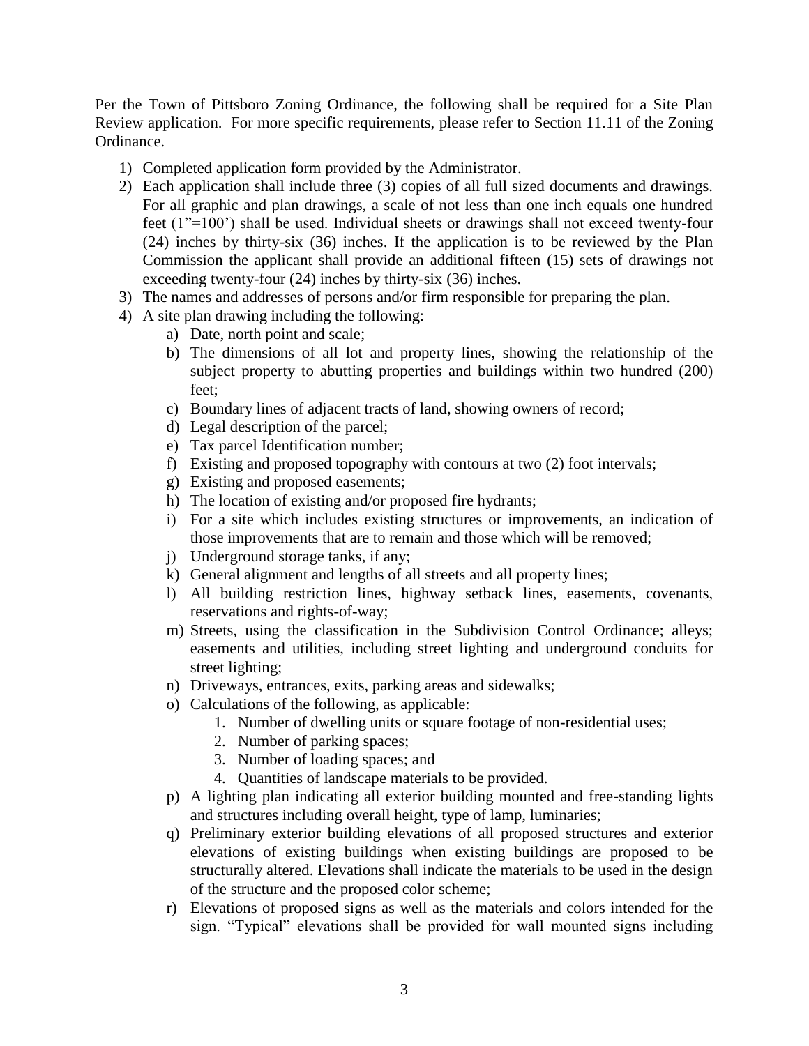Per the Town of Pittsboro Zoning Ordinance, the following shall be required for a Site Plan Review application. For more specific requirements, please refer to Section 11.11 of the Zoning Ordinance.

1) Completed application form provided by the Administrator.
2) Each application shall include three (3) copies of all full sized documents and drawings. For all graphic and plan drawings, a scale of not less than one inch equals one hundred feet (1"=100') shall be used. Individual sheets or drawings shall not exceed twenty-four (24) inches by thirty-six (36) inches. If the application is to be reviewed by the Plan Commission the applicant shall provide an additional fifteen (15) sets of drawings not exceeding twenty-four (24) inches by thirty-six (36) inches.
3) The names and addresses of persons and/or firm responsible for preparing the plan.
4) A site plan drawing including the following:
    a) Date, north point and scale;
    b) The dimensions of all lot and property lines, showing the relationship of the subject property to abutting properties and buildings within two hundred (200) feet;
    c) Boundary lines of adjacent tracts of land, showing owners of record;
    d) Legal description of the parcel;
    e) Tax parcel Identification number;
    f) Existing and proposed topography with contours at two (2) foot intervals;
    g) Existing and proposed easements;
    h) The location of existing and/or proposed fire hydrants;
    i) For a site which includes existing structures or improvements, an indication of those improvements that are to remain and those which will be removed;
    j) Underground storage tanks, if any;
    k) General alignment and lengths of all streets and all property lines;
    l) All building restriction lines, highway setback lines, easements, covenants, reservations and rights-of-way;
    m) Streets, using the classification in the Subdivision Control Ordinance; alleys; easements and utilities, including street lighting and underground conduits for street lighting;
    n) Driveways, entrances, exits, parking areas and sidewalks;
    o) Calculations of the following, as applicable:
        1. Number of dwelling units or square footage of non-residential uses;
        2. Number of parking spaces;
        3. Number of loading spaces; and
        4. Quantities of landscape materials to be provided.
    p) A lighting plan indicating all exterior building mounted and free-standing lights and structures including overall height, type of lamp, luminaries;
    q) Preliminary exterior building elevations of all proposed structures and exterior elevations of existing buildings when existing buildings are proposed to be structurally altered. Elevations shall indicate the materials to be used in the design of the structure and the proposed color scheme;
    r) Elevations of proposed signs as well as the materials and colors intended for the sign. "Typical" elevations shall be provided for wall mounted signs including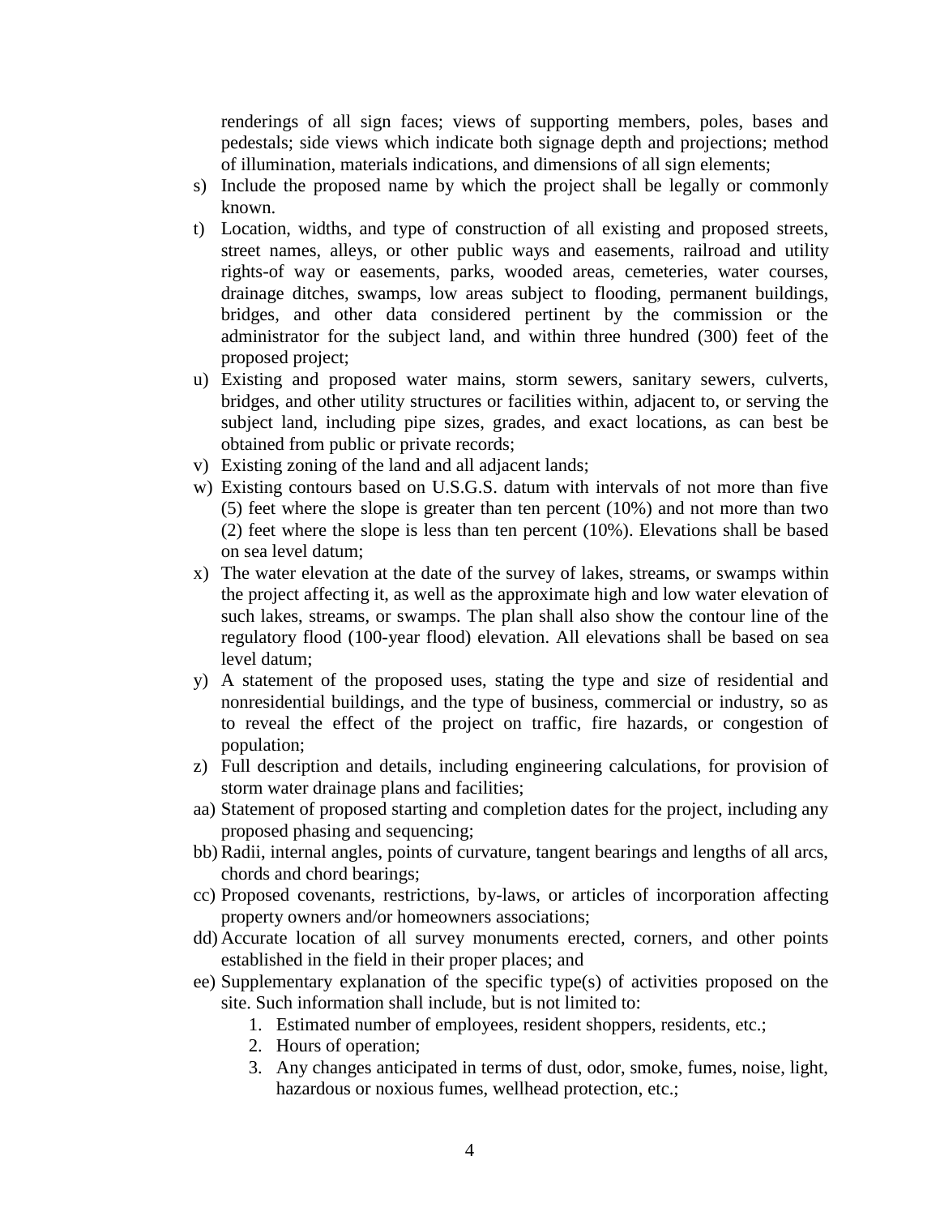renderings of all sign faces; views of supporting members, poles, bases and pedestals; side views which indicate both signage depth and projections; method of illumination, materials indications, and dimensions of all sign elements;

s) Include the proposed name by which the project shall be legally or commonly known.
t) Location, widths, and type of construction of all existing and proposed streets, street names, alleys, or other public ways and easements, railroad and utility rights-of way or easements, parks, wooded areas, cemeteries, water courses, drainage ditches, swamps, low areas subject to flooding, permanent buildings, bridges, and other data considered pertinent by the commission or the administrator for the subject land, and within three hundred (300) feet of the proposed project;
u) Existing and proposed water mains, storm sewers, sanitary sewers, culverts, bridges, and other utility structures or facilities within, adjacent to, or serving the subject land, including pipe sizes, grades, and exact locations, as can best be obtained from public or private records;
v) Existing zoning of the land and all adjacent lands;
w) Existing contours based on U.S.G.S. datum with intervals of not more than five (5) feet where the slope is greater than ten percent (10%) and not more than two (2) feet where the slope is less than ten percent (10%). Elevations shall be based on sea level datum;
x) The water elevation at the date of the survey of lakes, streams, or swamps within the project affecting it, as well as the approximate high and low water elevation of such lakes, streams, or swamps. The plan shall also show the contour line of the regulatory flood (100-year flood) elevation. All elevations shall be based on sea level datum;
y) A statement of the proposed uses, stating the type and size of residential and nonresidential buildings, and the type of business, commercial or industry, so as to reveal the effect of the project on traffic, fire hazards, or congestion of population;
z) Full description and details, including engineering calculations, for provision of storm water drainage plans and facilities;
aa) Statement of proposed starting and completion dates for the project, including any proposed phasing and sequencing;
bb) Radii, internal angles, points of curvature, tangent bearings and lengths of all arcs, chords and chord bearings;
cc) Proposed covenants, restrictions, by-laws, or articles of incorporation affecting property owners and/or homeowners associations;
dd) Accurate location of all survey monuments erected, corners, and other points established in the field in their proper places; and
ee) Supplementary explanation of the specific type(s) of activities proposed on the site. Such information shall include, but is not limited to:
    1. Estimated number of employees, resident shoppers, residents, etc.;
    2. Hours of operation;
    3. Any changes anticipated in terms of dust, odor, smoke, fumes, noise, light, hazardous or noxious fumes, wellhead protection, etc.;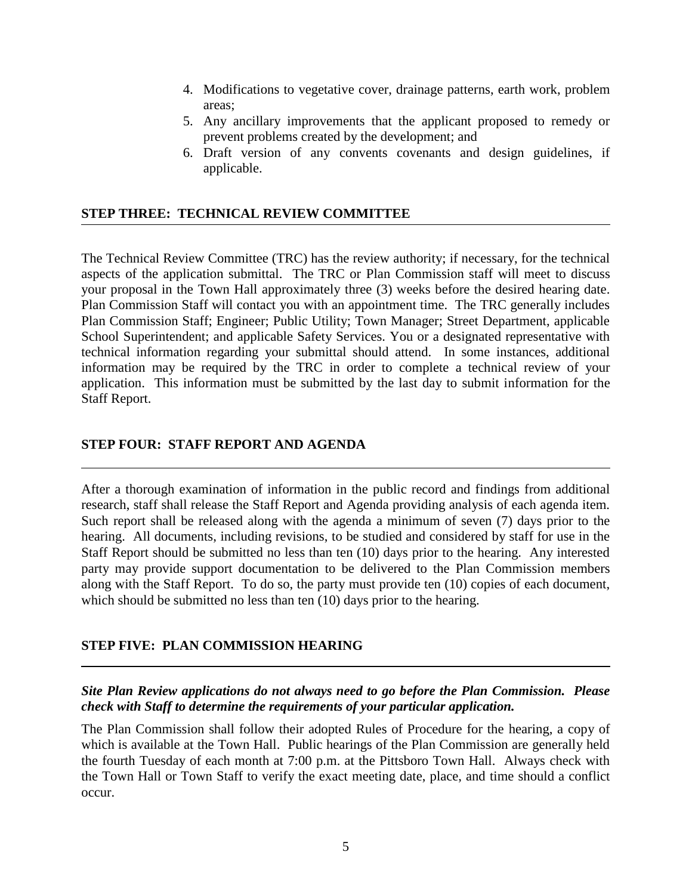4. Modifications to vegetative cover, drainage patterns, earth work, problem areas;
5. Any ancillary improvements that the applicant proposed to remedy or prevent problems created by the development; and
6. Draft version of any convents covenants and design guidelines, if applicable.

## STEP THREE: TECHNICAL REVIEW COMMITTEE

The Technical Review Committee (TRC) has the review authority; if necessary, for the technical aspects of the application submittal. The TRC or Plan Commission staff will meet to discuss your proposal in the Town Hall approximately three (3) weeks before the desired hearing date. Plan Commission Staff will contact you with an appointment time. The TRC generally includes Plan Commission Staff; Engineer; Public Utility; Town Manager; Street Department, applicable School Superintendent; and applicable Safety Services. You or a designated representative with technical information regarding your submittal should attend. In some instances, additional information may be required by the TRC in order to complete a technical review of your application. This information must be submitted by the last day to submit information for the Staff Report.

## STEP FOUR: STAFF REPORT AND AGENDA

After a thorough examination of information in the public record and findings from additional research, staff shall release the Staff Report and Agenda providing analysis of each agenda item. Such report shall be released along with the agenda a minimum of seven (7) days prior to the hearing. All documents, including revisions, to be studied and considered by staff for use in the Staff Report should be submitted no less than ten (10) days prior to the hearing. Any interested party may provide support documentation to be delivered to the Plan Commission members along with the Staff Report. To do so, the party must provide ten (10) copies of each document, which should be submitted no less than ten (10) days prior to the hearing.

## STEP FIVE: PLAN COMMISSION HEARING

***Site Plan Review applications do not always need to go before the Plan Commission. Please check with Staff to determine the requirements of your particular application.***

The Plan Commission shall follow their adopted Rules of Procedure for the hearing, a copy of which is available at the Town Hall. Public hearings of the Plan Commission are generally held the fourth Tuesday of each month at 7:00 p.m. at the Pittsboro Town Hall. Always check with the Town Hall or Town Staff to verify the exact meeting date, place, and time should a conflict occur.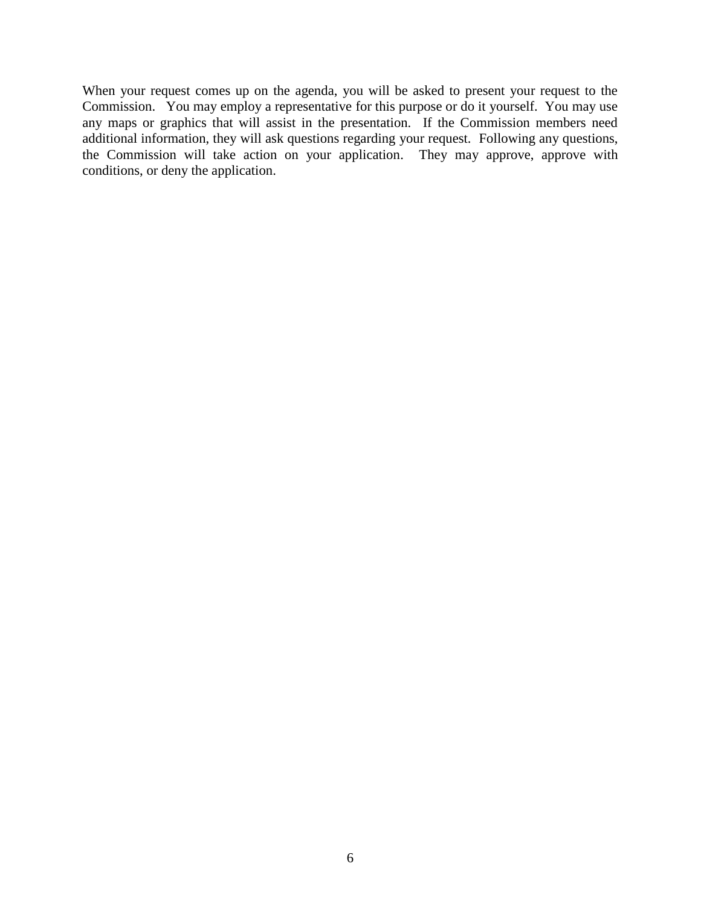When your request comes up on the agenda, you will be asked to present your request to the Commission. You may employ a representative for this purpose or do it yourself. You may use any maps or graphics that will assist in the presentation. If the Commission members need additional information, they will ask questions regarding your request. Following any questions, the Commission will take action on your application. They may approve, approve with conditions, or deny the application.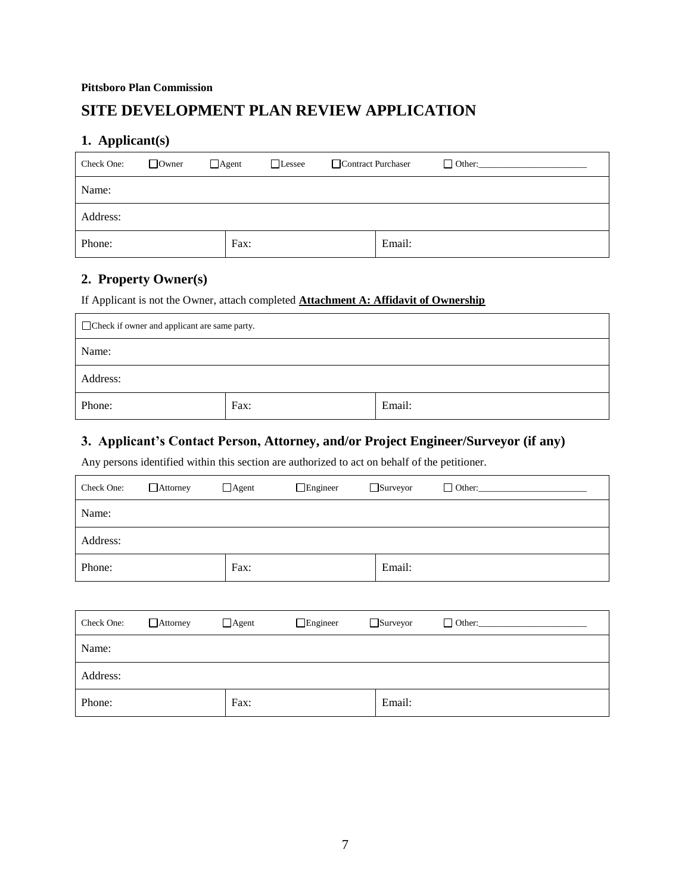**Pittsboro Plan Commission**

# SITE DEVELOPMENT PLAN REVIEW APPLICATION

## 1. Applicant(s)

| Check One: ☐Owner ☐Agent ☐Lessee ☐Contract Purchaser ☐ Other:______________________ | | |
|---|---|---|
| Name: | | |
| Address: | | |
| Phone: | Fax: | Email: |

## 2. Property Owner(s)

If Applicant is not the Owner, attach completed **Attachment A: Affidavit of Ownership**

| ☐Check if owner and applicant are same party. | | |
|---|---|---|
| Name: | | |
| Address: | | |
| Phone: | Fax: | Email: |

## 3. Applicant's Contact Person, Attorney, and/or Project Engineer/Surveyor (if any)

Any persons identified within this section are authorized to act on behalf of the petitioner.

| Check One: ☐Attorney ☐Agent ☐Engineer ☐Surveyor ☐ Other:______________________ | | |
|---|---|---|
| Name: | | |
| Address: | | |
| Phone: | Fax: | Email: |

| Check One: ☐Attorney ☐Agent ☐Engineer ☐Surveyor ☐ Other:______________________ | | |
|---|---|---|
| Name: | | |
| Address: | | |
| Phone: | Fax: | Email: |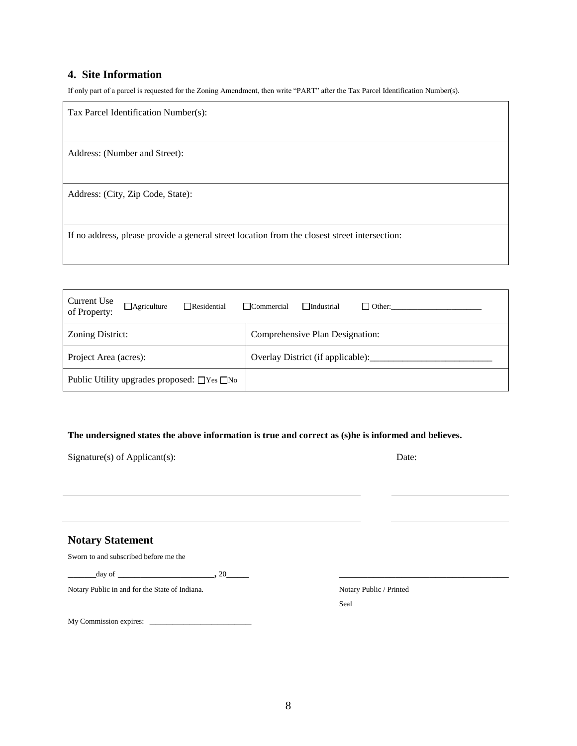## 4. Site Information

If only part of a parcel is requested for the Zoning Amendment, then write "PART" after the Tax Parcel Identification Number(s).

| Tax Parcel Identification Number(s): |
|---|
| Address: (Number and Street): |
| Address: (City, Zip Code, State): |
| If no address, please provide a general street location from the closest street intersection: |

| Current Use of Property: ☐ Agriculture ☐ Residential | ☐ Commercial ☐ Industrial ☐ Other:_______________________ |
|---|---|
| Zoning District: | Comprehensive Plan Designation: |
| Project Area (acres): | Overlay District (if applicable):__________________________ |
| Public Utility upgrades proposed: ☐ Yes ☐ No | |

**The undersigned states the above information is true and correct as (s)he is informed and believes.**

Signature(s) of Applicant(s): Date:

_______________________________________________ _____________________

_______________________________________________ _____________________

## Notary Statement

Sworn to and subscribed before me the

_______day of _______________________, 20______

Notary Public in and for the State of Indiana.

_______________________________________

Notary Public / Printed

Seal

My Commission expires: _________________________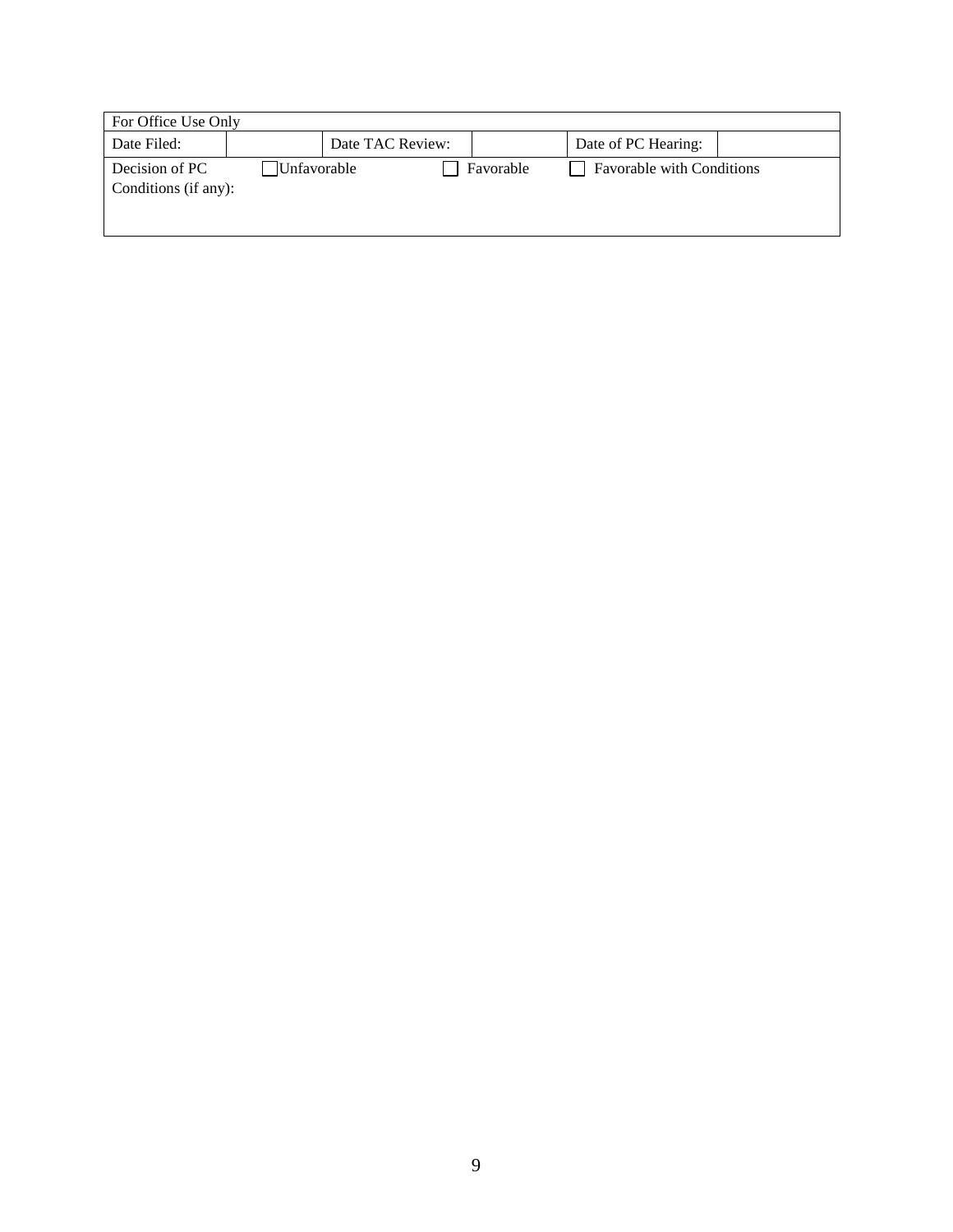| For Office Use Only | | | | | |
|---|---|---|---|---|---|
| Date Filed: | | Date TAC Review: | | Date of PC Hearing: | |
| Decision of PC | ☐ Unfavorable | | ☐ Favorable | ☐ Favorable with Conditions | |
| Conditions (if any): | | | | | |